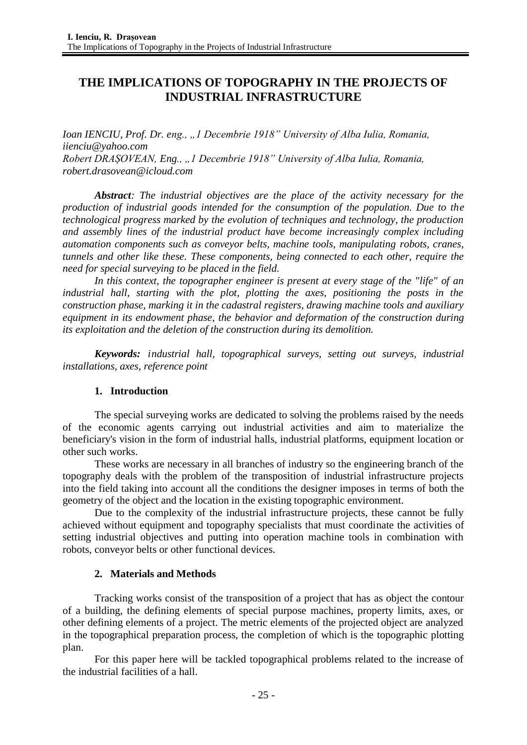# THE IMPLICATIONS OF TOPOGRAPHY IN THE PROJECTS OF INDUSTRIAL INFRASTRUCTURE

*Ioan IENCIU, Prof. Dr. eng., „1 Decembrie 1918" University of Alba Iulia, Romania, iienciu@yahoo.com*
*Robert DRAȘOVEAN, Eng., „1 Decembrie 1918" University of Alba Iulia, Romania, robert.drasovean@icloud.com*

***Abstract**: The industrial objectives are the place of the activity necessary for the production of industrial goods intended for the consumption of the population. Due to the technological progress marked by the evolution of techniques and technology, the production and assembly lines of the industrial product have become increasingly complex including automation components such as conveyor belts, machine tools, manipulating robots, cranes, tunnels and other like these. These components, being connected to each other, require the need for special surveying to be placed in the field.*

*In this context, the topographer engineer is present at every stage of the "life" of an industrial hall, starting with the plot, plotting the axes, positioning the posts in the construction phase, marking it in the cadastral registers, drawing machine tools and auxiliary equipment in its endowment phase, the behavior and deformation of the construction during its exploitation and the deletion of the construction during its demolition.*

***Keywords:** industrial hall, topographical surveys, setting out surveys, industrial installations, axes, reference point*

## 1. Introduction

The special surveying works are dedicated to solving the problems raised by the needs of the economic agents carrying out industrial activities and aim to materialize the beneficiary's vision in the form of industrial halls, industrial platforms, equipment location or other such works.

These works are necessary in all branches of industry so the engineering branch of the topography deals with the problem of the transposition of industrial infrastructure projects into the field taking into account all the conditions the designer imposes in terms of both the geometry of the object and the location in the existing topographic environment.

Due to the complexity of the industrial infrastructure projects, these cannot be fully achieved without equipment and topography specialists that must coordinate the activities of setting industrial objectives and putting into operation machine tools in combination with robots, conveyor belts or other functional devices.

## 2. Materials and Methods

Tracking works consist of the transposition of a project that has as object the contour of a building, the defining elements of special purpose machines, property limits, axes, or other defining elements of a project. The metric elements of the projected object are analyzed in the topographical preparation process, the completion of which is the topographic plotting plan.

For this paper here will be tackled topographical problems related to the increase of the industrial facilities of a hall.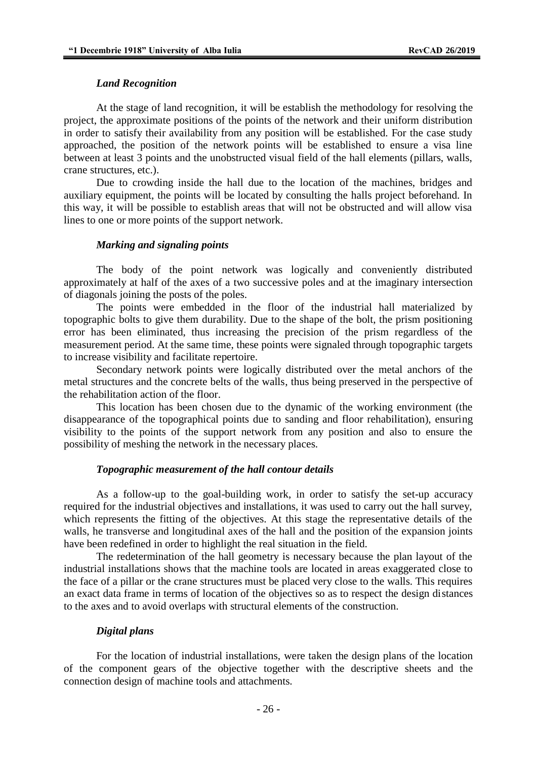### *Land Recognition*

At the stage of land recognition, it will be establish the methodology for resolving the project, the approximate positions of the points of the network and their uniform distribution in order to satisfy their availability from any position will be established. For the case study approached, the position of the network points will be established to ensure a visa line between at least 3 points and the unobstructed visual field of the hall elements (pillars, walls, crane structures, etc.).

Due to crowding inside the hall due to the location of the machines, bridges and auxiliary equipment, the points will be located by consulting the halls project beforehand. In this way, it will be possible to establish areas that will not be obstructed and will allow visa lines to one or more points of the support network.

### *Marking and signaling points*

The body of the point network was logically and conveniently distributed approximately at half of the axes of a two successive poles and at the imaginary intersection of diagonals joining the posts of the poles.

The points were embedded in the floor of the industrial hall materialized by topographic bolts to give them durability. Due to the shape of the bolt, the prism positioning error has been eliminated, thus increasing the precision of the prism regardless of the measurement period. At the same time, these points were signaled through topographic targets to increase visibility and facilitate repertoire.

Secondary network points were logically distributed over the metal anchors of the metal structures and the concrete belts of the walls, thus being preserved in the perspective of the rehabilitation action of the floor.

This location has been chosen due to the dynamic of the working environment (the disappearance of the topographical points due to sanding and floor rehabilitation), ensuring visibility to the points of the support network from any position and also to ensure the possibility of meshing the network in the necessary places.

### *Topographic measurement of the hall contour details*

As a follow-up to the goal-building work, in order to satisfy the set-up accuracy required for the industrial objectives and installations, it was used to carry out the hall survey, which represents the fitting of the objectives. At this stage the representative details of the walls, he transverse and longitudinal axes of the hall and the position of the expansion joints have been redefined in order to highlight the real situation in the field.

The redetermination of the hall geometry is necessary because the plan layout of the industrial installations shows that the machine tools are located in areas exaggerated close to the face of a pillar or the crane structures must be placed very close to the walls. This requires an exact data frame in terms of location of the objectives so as to respect the design distances to the axes and to avoid overlaps with structural elements of the construction.

### *Digital plans*

For the location of industrial installations, were taken the design plans of the location of the component gears of the objective together with the descriptive sheets and the connection design of machine tools and attachments.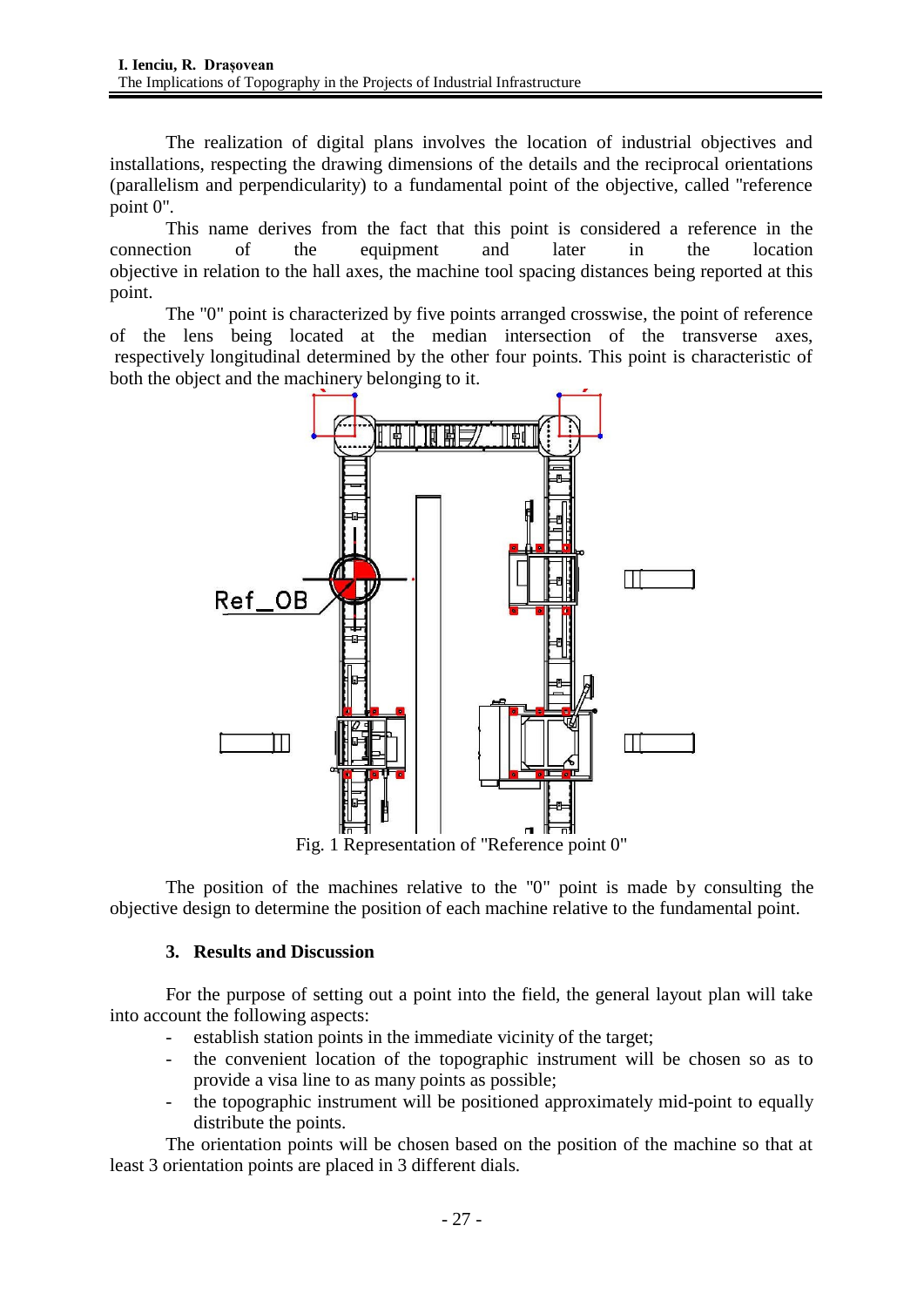The realization of digital plans involves the location of industrial objectives and installations, respecting the drawing dimensions of the details and the reciprocal orientations (parallelism and perpendicularity) to a fundamental point of the objective, called "reference point 0".

This name derives from the fact that this point is considered a reference in the connection of the equipment and later in the location objective in relation to the hall axes, the machine tool spacing distances being reported at this point.

The "0" point is characterized by five points arranged crosswise, the point of reference of the lens being located at the median intersection of the transverse axes, respectively longitudinal determined by the other four points. This point is characteristic of both the object and the machinery belonging to it.

Fig. 1 Representation of "Reference point 0"

The position of the machines relative to the "0" point is made by consulting the objective design to determine the position of each machine relative to the fundamental point.

### 3. Results and Discussion

For the purpose of setting out a point into the field, the general layout plan will take into account the following aspects:

- establish station points in the immediate vicinity of the target;
- the convenient location of the topographic instrument will be chosen so as to provide a visa line to as many points as possible;
- the topographic instrument will be positioned approximately mid-point to equally distribute the points.

The orientation points will be chosen based on the position of the machine so that at least 3 orientation points are placed in 3 different dials.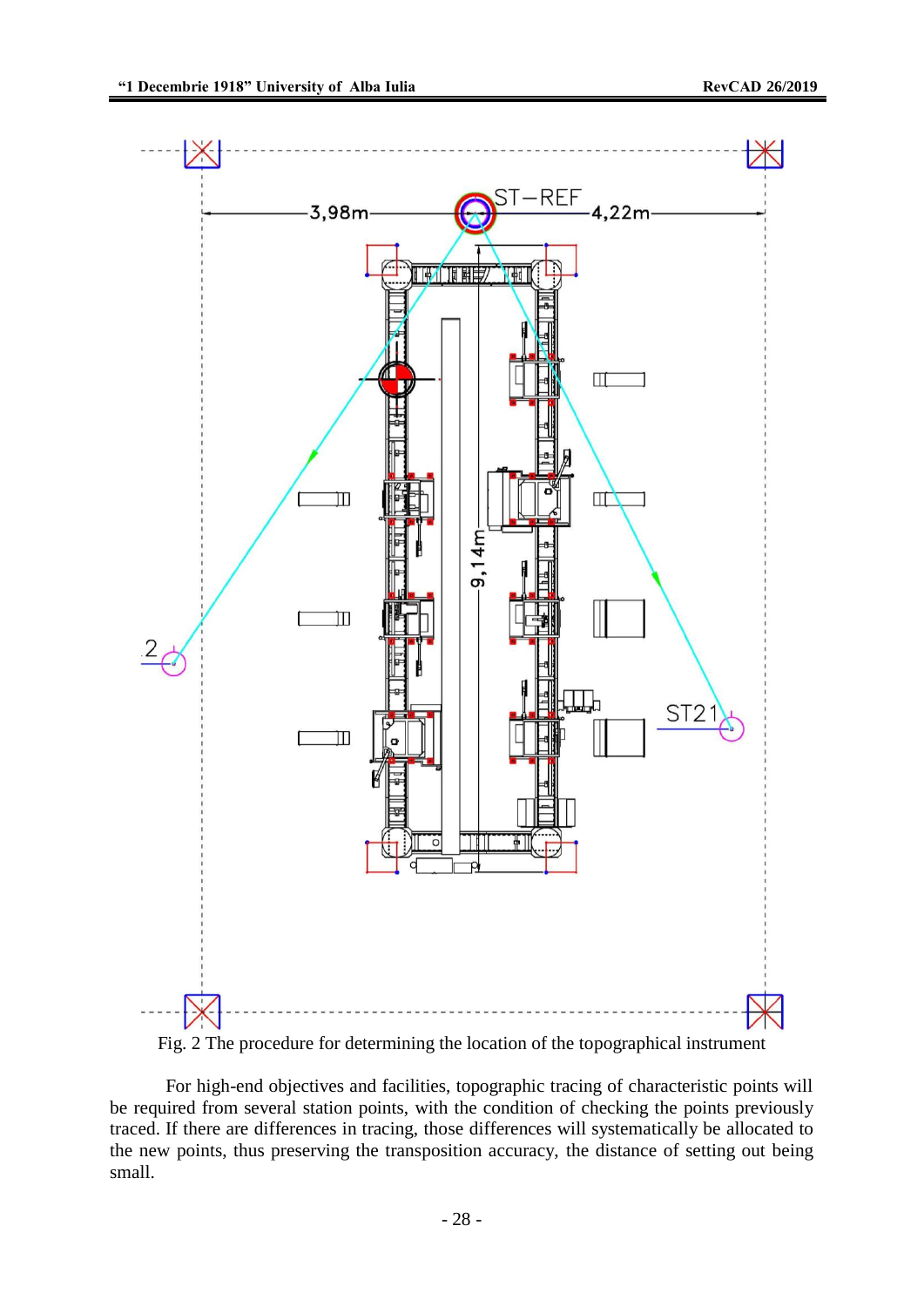Fig. 2 The procedure for determining the location of the topographical instrument

For high-end objectives and facilities, topographic tracing of characteristic points will be required from several station points, with the condition of checking the points previously traced. If there are differences in tracing, those differences will systematically be allocated to the new points, thus preserving the transposition accuracy, the distance of setting out being small.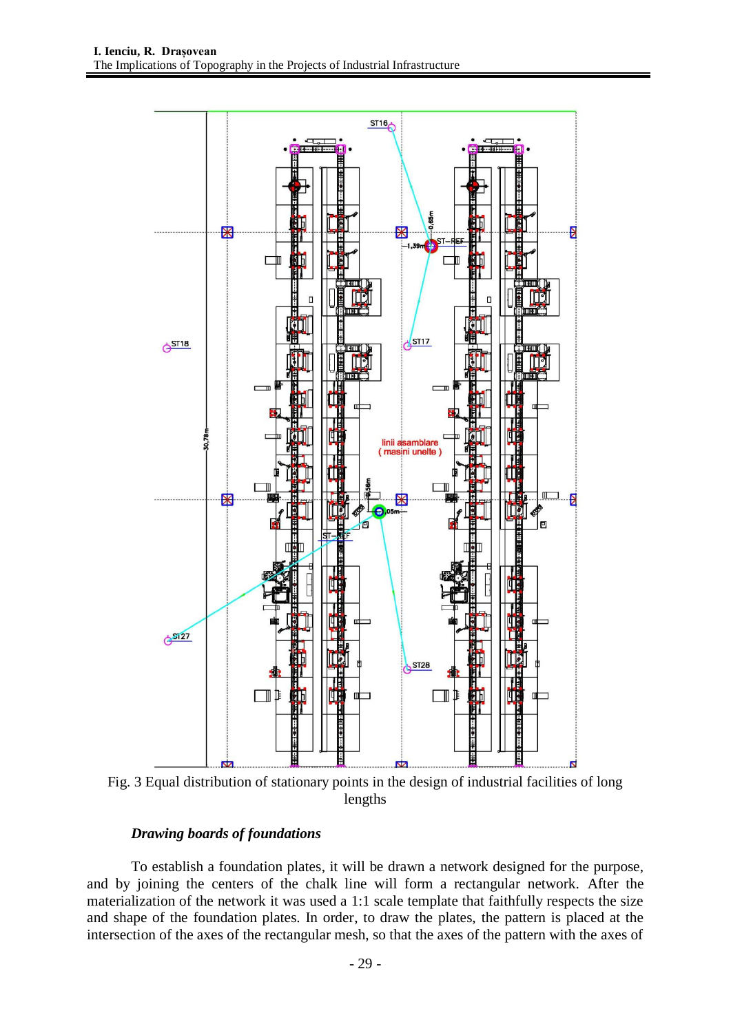Fig. 3 Equal distribution of stationary points in the design of industrial facilities of long lengths

### *Drawing boards of foundations*

To establish a foundation plates, it will be drawn a network designed for the purpose, and by joining the centers of the chalk line will form a rectangular network. After the materialization of the network it was used a 1:1 scale template that faithfully respects the size and shape of the foundation plates. In order, to draw the plates, the pattern is placed at the intersection of the axes of the rectangular mesh, so that the axes of the pattern with the axes of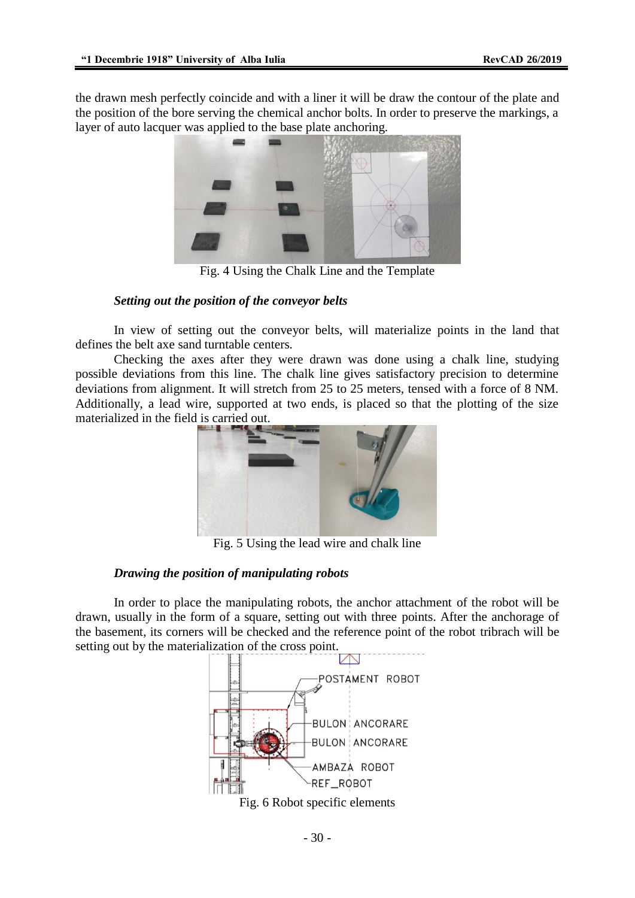the drawn mesh perfectly coincide and with a liner it will be draw the contour of the plate and the position of the bore serving the chemical anchor bolts. In order to preserve the markings, a layer of auto lacquer was applied to the base plate anchoring.

Fig. 4 Using the Chalk Line and the Template

### *Setting out the position of the conveyor belts*

In view of setting out the conveyor belts, will materialize points in the land that defines the belt axe sand turntable centers.

Checking the axes after they were drawn was done using a chalk line, studying possible deviations from this line. The chalk line gives satisfactory precision to determine deviations from alignment. It will stretch from 25 to 25 meters, tensed with a force of 8 NM. Additionally, a lead wire, supported at two ends, is placed so that the plotting of the size materialized in the field is carried out.

Fig. 5 Using the lead wire and chalk line

### *Drawing the position of manipulating robots*

In order to place the manipulating robots, the anchor attachment of the robot will be drawn, usually in the form of a square, setting out with three points. After the anchorage of the basement, its corners will be checked and the reference point of the robot tribrach will be setting out by the materialization of the cross point.

Fig. 6 Robot specific elements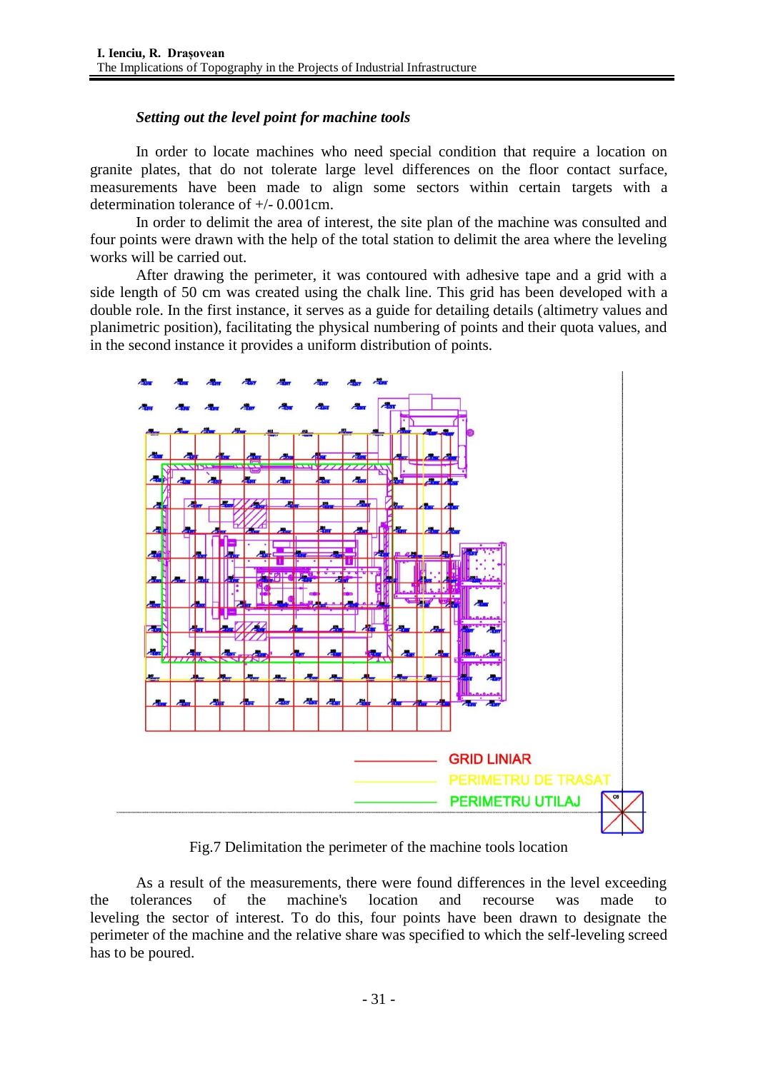### *Setting out the level point for machine tools*

In order to locate machines who need special condition that require a location on granite plates, that do not tolerate large level differences on the floor contact surface, measurements have been made to align some sectors within certain targets with a determination tolerance of +/- 0.001cm.

In order to delimit the area of interest, the site plan of the machine was consulted and four points were drawn with the help of the total station to delimit the area where the leveling works will be carried out.

After drawing the perimeter, it was contoured with adhesive tape and a grid with a side length of 50 cm was created using the chalk line. This grid has been developed with a double role. In the first instance, it serves as a guide for detailing details (altimetry values and planimetric position), facilitating the physical numbering of points and their quota values, and in the second instance it provides a uniform distribution of points.

GRID LINIAR

PERIMETRU DE TRASAT

PERIMETRU UTILAJ

Fig.7 Delimitation the perimeter of the machine tools location

As a result of the measurements, there were found differences in the level exceeding the tolerances of the machine's location and recourse was made to leveling the sector of interest. To do this, four points have been drawn to designate the perimeter of the machine and the relative share was specified to which the self-leveling screed has to be poured.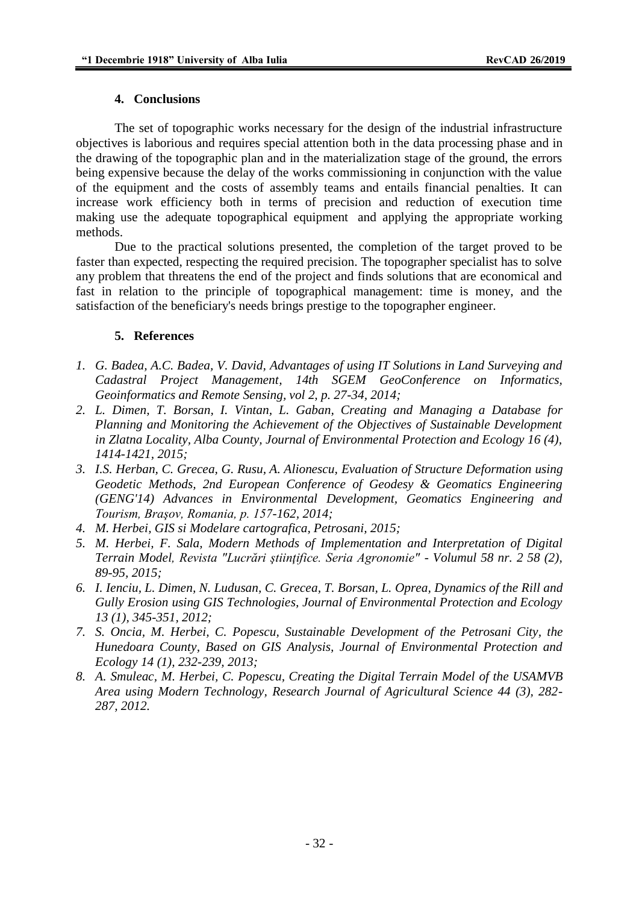## 4. Conclusions

The set of topographic works necessary for the design of the industrial infrastructure objectives is laborious and requires special attention both in the data processing phase and in the drawing of the topographic plan and in the materialization stage of the ground, the errors being expensive because the delay of the works commissioning in conjunction with the value of the equipment and the costs of assembly teams and entails financial penalties. It can increase work efficiency both in terms of precision and reduction of execution time making use the adequate topographical equipment and applying the appropriate working methods.

Due to the practical solutions presented, the completion of the target proved to be faster than expected, respecting the required precision. The topographer specialist has to solve any problem that threatens the end of the project and finds solutions that are economical and fast in relation to the principle of topographical management: time is money, and the satisfaction of the beneficiary's needs brings prestige to the topographer engineer.

## 5. References

1. *G. Badea, A.C. Badea, V. David, Advantages of using IT Solutions in Land Surveying and Cadastral Project Management, 14th SGEM GeoConference on Informatics, Geoinformatics and Remote Sensing, vol 2, p. 27-34, 2014;*
2. *L. Dimen, T. Borsan, I. Vintan, L. Gaban, Creating and Managing a Database for Planning and Monitoring the Achievement of the Objectives of Sustainable Development in Zlatna Locality, Alba County, Journal of Environmental Protection and Ecology 16 (4), 1414-1421, 2015;*
3. *I.S. Herban, C. Grecea, G. Rusu, A. Alionescu, Evaluation of Structure Deformation using Geodetic Methods, 2nd European Conference of Geodesy & Geomatics Engineering (GENG'14) Advances in Environmental Development, Geomatics Engineering and Tourism, Braşov, Romania, p. 157-162, 2014;*
4. *M. Herbei, GIS si Modelare cartografica, Petrosani, 2015;*
5. *M. Herbei, F. Sala, Modern Methods of Implementation and Interpretation of Digital Terrain Model, Revista "Lucrări ştiinţifice. Seria Agronomie" - Volumul 58 nr. 2 58 (2), 89-95, 2015;*
6. *I. Ienciu, L. Dimen, N. Ludusan, C. Grecea, T. Borsan, L. Oprea, Dynamics of the Rill and Gully Erosion using GIS Technologies, Journal of Environmental Protection and Ecology 13 (1), 345-351, 2012;*
7. *S. Oncia, M. Herbei, C. Popescu, Sustainable Development of the Petrosani City, the Hunedoara County, Based on GIS Analysis, Journal of Environmental Protection and Ecology 14 (1), 232-239, 2013;*
8. *A. Smuleac, M. Herbei, C. Popescu, Creating the Digital Terrain Model of the USAMVB Area using Modern Technology, Research Journal of Agricultural Science 44 (3), 282-287, 2012.*